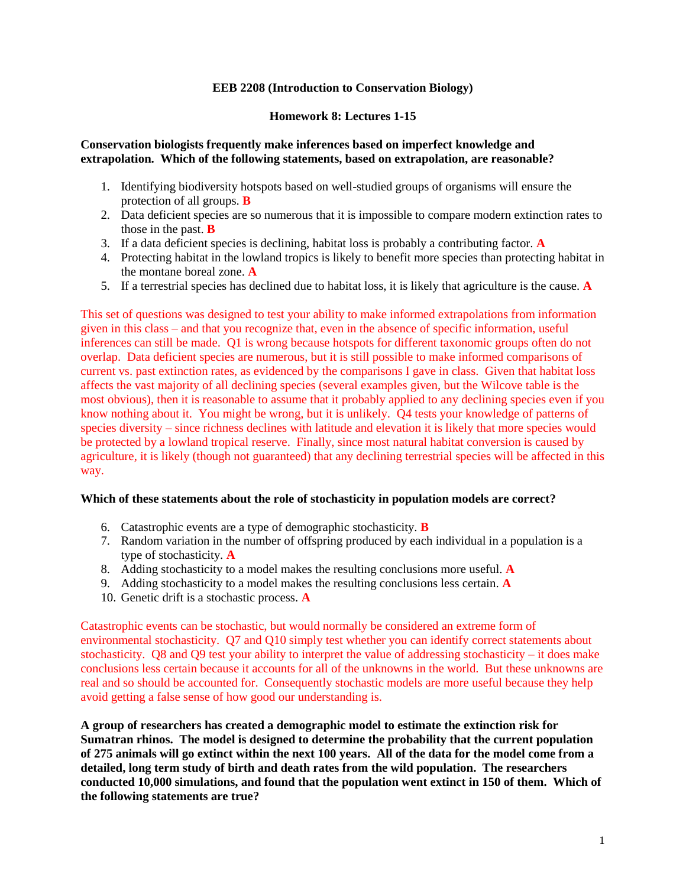**EEB 2208 (Introduction to Conservation Biology)**

**Homework 8: Lectures 1-15**

**Conservation biologists frequently make inferences based on imperfect knowledge and extrapolation. Which of the following statements, based on extrapolation, are reasonable?**

1. Identifying biodiversity hotspots based on well-studied groups of organisms will ensure the protection of all groups. **B**
2. Data deficient species are so numerous that it is impossible to compare modern extinction rates to those in the past. **B**
3. If a data deficient species is declining, habitat loss is probably a contributing factor. **A**
4. Protecting habitat in the lowland tropics is likely to benefit more species than protecting habitat in the montane boreal zone. **A**
5. If a terrestrial species has declined due to habitat loss, it is likely that agriculture is the cause. **A**

This set of questions was designed to test your ability to make informed extrapolations from information given in this class – and that you recognize that, even in the absence of specific information, useful inferences can still be made. Q1 is wrong because hotspots for different taxonomic groups often do not overlap. Data deficient species are numerous, but it is still possible to make informed comparisons of current vs. past extinction rates, as evidenced by the comparisons I gave in class. Given that habitat loss affects the vast majority of all declining species (several examples given, but the Wilcove table is the most obvious), then it is reasonable to assume that it probably applied to any declining species even if you know nothing about it. You might be wrong, but it is unlikely. Q4 tests your knowledge of patterns of species diversity – since richness declines with latitude and elevation it is likely that more species would be protected by a lowland tropical reserve. Finally, since most natural habitat conversion is caused by agriculture, it is likely (though not guaranteed) that any declining terrestrial species will be affected in this way.

**Which of these statements about the role of stochasticity in population models are correct?**

6. Catastrophic events are a type of demographic stochasticity. **B**
7. Random variation in the number of offspring produced by each individual in a population is a type of stochasticity. **A**
8. Adding stochasticity to a model makes the resulting conclusions more useful. **A**
9. Adding stochasticity to a model makes the resulting conclusions less certain. **A**
10. Genetic drift is a stochastic process. **A**

Catastrophic events can be stochastic, but would normally be considered an extreme form of environmental stochasticity. Q7 and Q10 simply test whether you can identify correct statements about stochasticity. Q8 and Q9 test your ability to interpret the value of addressing stochasticity – it does make conclusions less certain because it accounts for all of the unknowns in the world. But these unknowns are real and so should be accounted for. Consequently stochastic models are more useful because they help avoid getting a false sense of how good our understanding is.

**A group of researchers has created a demographic model to estimate the extinction risk for Sumatran rhinos. The model is designed to determine the probability that the current population of 275 animals will go extinct within the next 100 years. All of the data for the model come from a detailed, long term study of birth and death rates from the wild population. The researchers conducted 10,000 simulations, and found that the population went extinct in 150 of them. Which of the following statements are true?**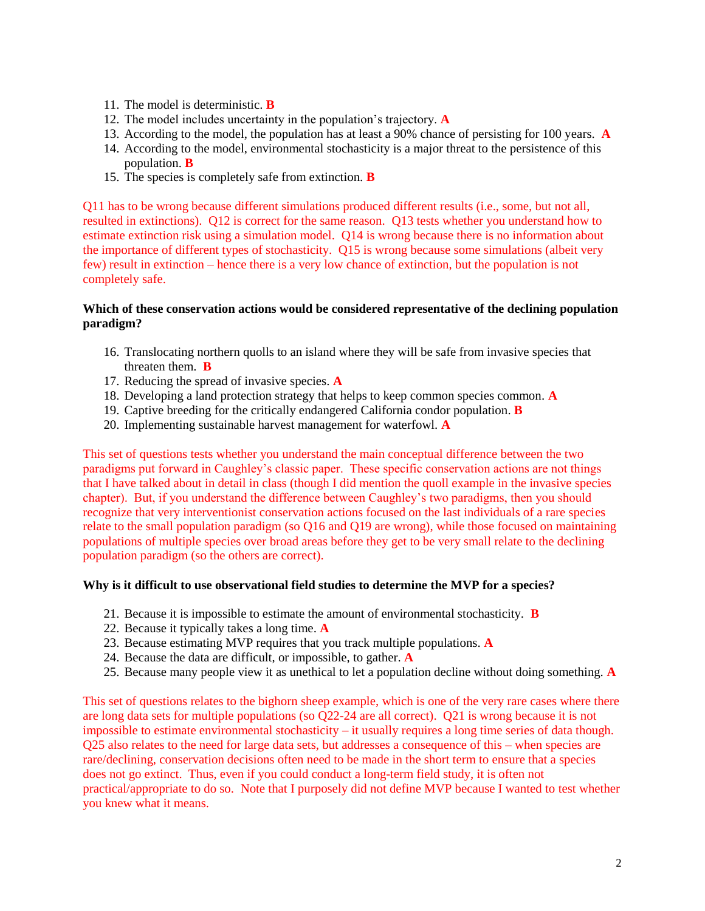11. The model is deterministic. **B**
12. The model includes uncertainty in the population's trajectory. **A**
13. According to the model, the population has at least a 90% chance of persisting for 100 years. **A**
14. According to the model, environmental stochasticity is a major threat to the persistence of this population. **B**
15. The species is completely safe from extinction. **B**

Q11 has to be wrong because different simulations produced different results (i.e., some, but not all, resulted in extinctions). Q12 is correct for the same reason. Q13 tests whether you understand how to estimate extinction risk using a simulation model. Q14 is wrong because there is no information about the importance of different types of stochasticity. Q15 is wrong because some simulations (albeit very few) result in extinction – hence there is a very low chance of extinction, but the population is not completely safe.

**Which of these conservation actions would be considered representative of the declining population paradigm?**

16. Translocating northern quolls to an island where they will be safe from invasive species that threaten them. **B**
17. Reducing the spread of invasive species. **A**
18. Developing a land protection strategy that helps to keep common species common. **A**
19. Captive breeding for the critically endangered California condor population. **B**
20. Implementing sustainable harvest management for waterfowl. **A**

This set of questions tests whether you understand the main conceptual difference between the two paradigms put forward in Caughley's classic paper. These specific conservation actions are not things that I have talked about in detail in class (though I did mention the quoll example in the invasive species chapter). But, if you understand the difference between Caughley's two paradigms, then you should recognize that very interventionist conservation actions focused on the last individuals of a rare species relate to the small population paradigm (so Q16 and Q19 are wrong), while those focused on maintaining populations of multiple species over broad areas before they get to be very small relate to the declining population paradigm (so the others are correct).

**Why is it difficult to use observational field studies to determine the MVP for a species?**

21. Because it is impossible to estimate the amount of environmental stochasticity. **B**
22. Because it typically takes a long time. **A**
23. Because estimating MVP requires that you track multiple populations. **A**
24. Because the data are difficult, or impossible, to gather. **A**
25. Because many people view it as unethical to let a population decline without doing something. **A**

This set of questions relates to the bighorn sheep example, which is one of the very rare cases where there are long data sets for multiple populations (so Q22-24 are all correct). Q21 is wrong because it is not impossible to estimate environmental stochasticity – it usually requires a long time series of data though. Q25 also relates to the need for large data sets, but addresses a consequence of this – when species are rare/declining, conservation decisions often need to be made in the short term to ensure that a species does not go extinct. Thus, even if you could conduct a long-term field study, it is often not practical/appropriate to do so. Note that I purposely did not define MVP because I wanted to test whether you knew what it means.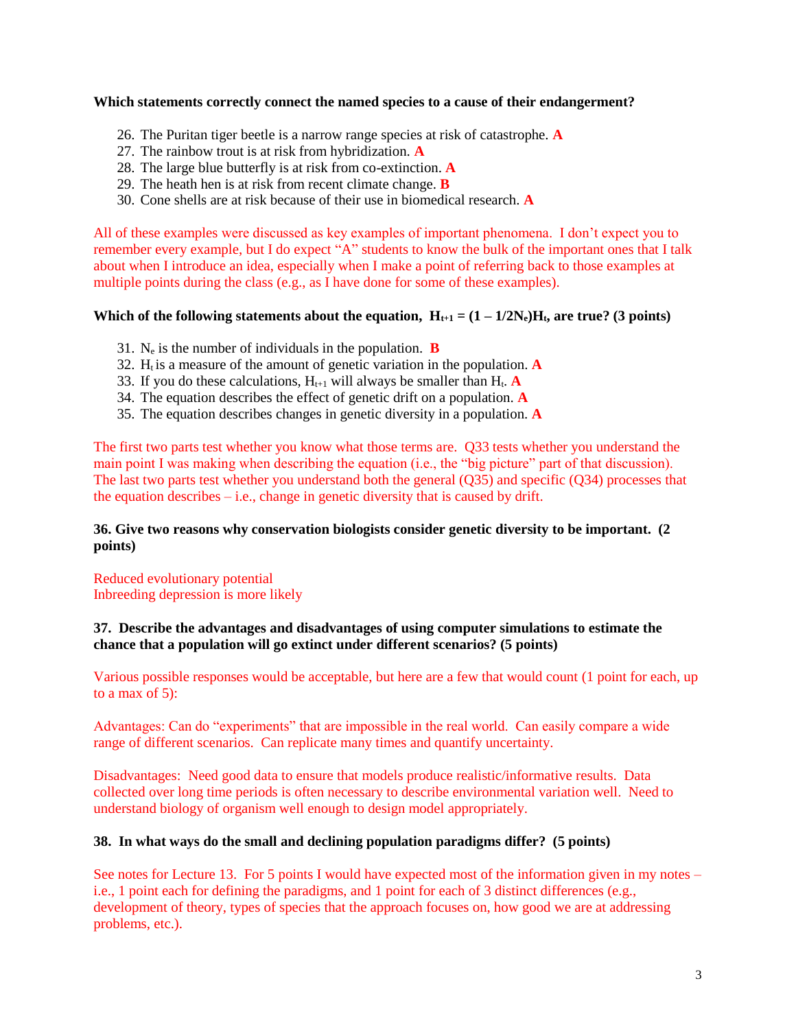**Which statements correctly connect the named species to a cause of their endangerment?**

26. The Puritan tiger beetle is a narrow range species at risk of catastrophe. **A**
27. The rainbow trout is at risk from hybridization. **A**
28. The large blue butterfly is at risk from co-extinction. **A**
29. The heath hen is at risk from recent climate change. **B**
30. Cone shells are at risk because of their use in biomedical research. **A**

All of these examples were discussed as key examples of important phenomena. I don't expect you to remember every example, but I do expect "A" students to know the bulk of the important ones that I talk about when I introduce an idea, especially when I make a point of referring back to those examples at multiple points during the class (e.g., as I have done for some of these examples).

**Which of the following statements about the equation, $H_{t+1} = (1 - 1/2N_e)H_t$, are true? (3 points)**

31. $N_e$ is the number of individuals in the population. **B**
32. $H_t$ is a measure of the amount of genetic variation in the population. **A**
33. If you do these calculations, $H_{t+1}$ will always be smaller than $H_t$. **A**
34. The equation describes the effect of genetic drift on a population. **A**
35. The equation describes changes in genetic diversity in a population. **A**

The first two parts test whether you know what those terms are. Q33 tests whether you understand the main point I was making when describing the equation (i.e., the "big picture" part of that discussion). The last two parts test whether you understand both the general (Q35) and specific (Q34) processes that the equation describes – i.e., change in genetic diversity that is caused by drift.

**36. Give two reasons why conservation biologists consider genetic diversity to be important. (2 points)**

Reduced evolutionary potential
Inbreeding depression is more likely

**37. Describe the advantages and disadvantages of using computer simulations to estimate the chance that a population will go extinct under different scenarios? (5 points)**

Various possible responses would be acceptable, but here are a few that would count (1 point for each, up to a max of 5):

Advantages: Can do "experiments" that are impossible in the real world. Can easily compare a wide range of different scenarios. Can replicate many times and quantify uncertainty.

Disadvantages: Need good data to ensure that models produce realistic/informative results. Data collected over long time periods is often necessary to describe environmental variation well. Need to understand biology of organism well enough to design model appropriately.

**38. In what ways do the small and declining population paradigms differ? (5 points)**

See notes for Lecture 13. For 5 points I would have expected most of the information given in my notes – i.e., 1 point each for defining the paradigms, and 1 point for each of 3 distinct differences (e.g., development of theory, types of species that the approach focuses on, how good we are at addressing problems, etc.).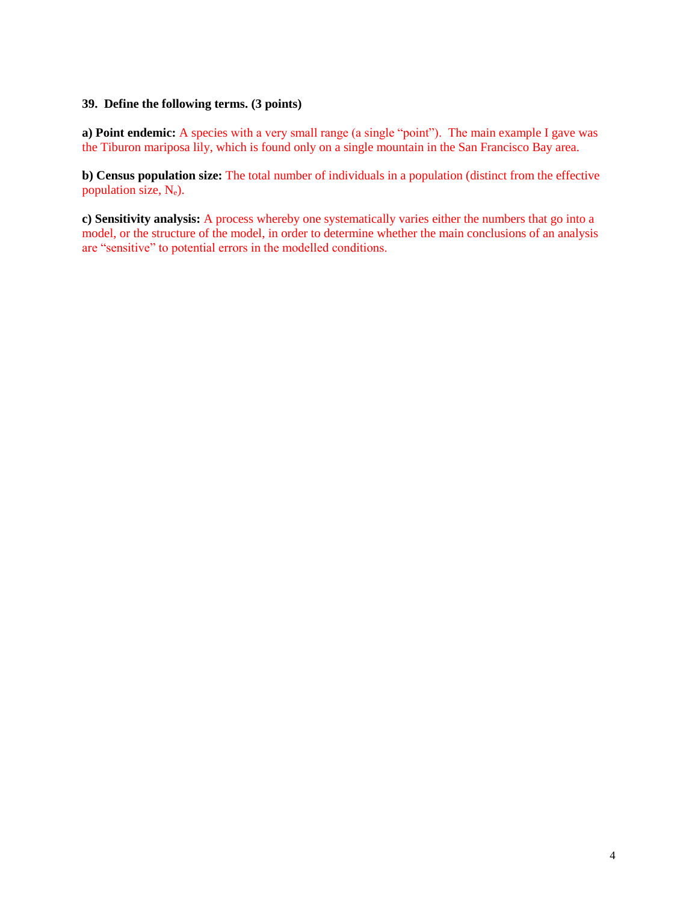**39. Define the following terms. (3 points)**

**a) Point endemic:** A species with a very small range (a single "point"). The main example I gave was the Tiburon mariposa lily, which is found only on a single mountain in the San Francisco Bay area.

**b) Census population size:** The total number of individuals in a population (distinct from the effective population size, $N_e$).

**c) Sensitivity analysis:** A process whereby one systematically varies either the numbers that go into a model, or the structure of the model, in order to determine whether the main conclusions of an analysis are "sensitive" to potential errors in the modelled conditions.